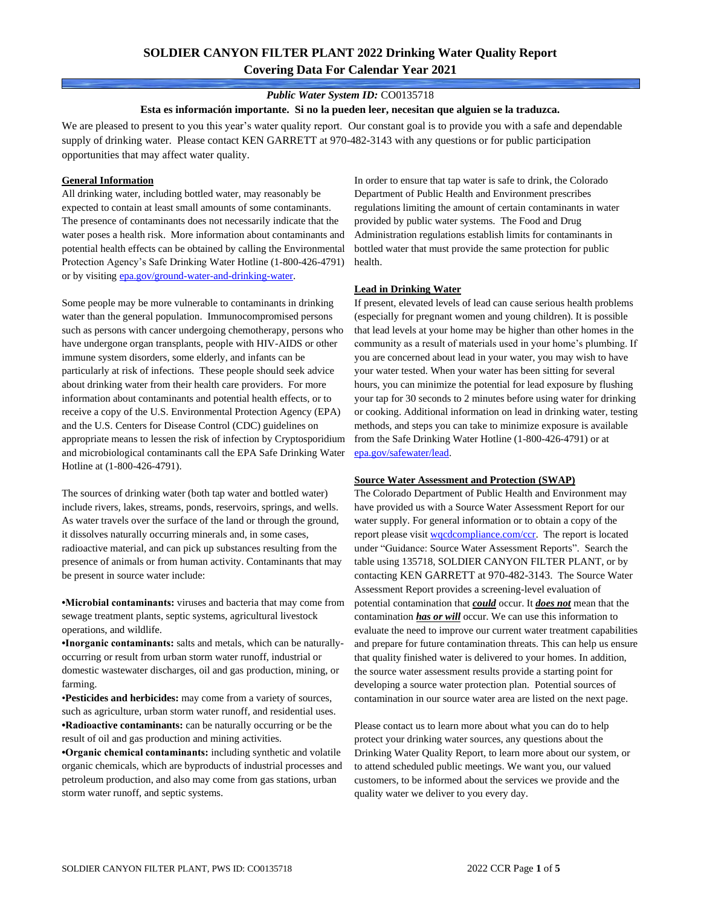# SOLDIER CANYON FILTER PLANT 2022 Drinking Water Quality Report
## Covering Data For Calendar Year 2021

***Public Water System ID:*** CO0135718

**Esta es información importante. Si no la pueden leer, necesitan que alguien se la traduzca.**

We are pleased to present to you this year's water quality report. Our constant goal is to provide you with a safe and dependable supply of drinking water. Please contact KEN GARRETT at 970-482-3143 with any questions or for public participation opportunities that may affect water quality.

### General Information

All drinking water, including bottled water, may reasonably be expected to contain at least small amounts of some contaminants. The presence of contaminants does not necessarily indicate that the water poses a health risk. More information about contaminants and potential health effects can be obtained by calling the Environmental Protection Agency's Safe Drinking Water Hotline (1-800-426-4791) or by visiting [epa.gov/ground-water-and-drinking-water](epa.gov/ground-water-and-drinking-water).

Some people may be more vulnerable to contaminants in drinking water than the general population. Immunocompromised persons such as persons with cancer undergoing chemotherapy, persons who have undergone organ transplants, people with HIV-AIDS or other immune system disorders, some elderly, and infants can be particularly at risk of infections. These people should seek advice about drinking water from their health care providers. For more information about contaminants and potential health effects, or to receive a copy of the U.S. Environmental Protection Agency (EPA) and the U.S. Centers for Disease Control (CDC) guidelines on appropriate means to lessen the risk of infection by Cryptosporidium and microbiological contaminants call the EPA Safe Drinking Water Hotline at (1-800-426-4791).

The sources of drinking water (both tap water and bottled water) include rivers, lakes, streams, ponds, reservoirs, springs, and wells. As water travels over the surface of the land or through the ground, it dissolves naturally occurring minerals and, in some cases, radioactive material, and can pick up substances resulting from the presence of animals or from human activity. Contaminants that may be present in source water include:

- **Microbial contaminants:** viruses and bacteria that may come from sewage treatment plants, septic systems, agricultural livestock operations, and wildlife.
- **Inorganic contaminants:** salts and metals, which can be naturally-occurring or result from urban storm water runoff, industrial or domestic wastewater discharges, oil and gas production, mining, or farming.
- **Pesticides and herbicides:** may come from a variety of sources, such as agriculture, urban storm water runoff, and residential uses.
- **Radioactive contaminants:** can be naturally occurring or be the result of oil and gas production and mining activities.
- **Organic chemical contaminants:** including synthetic and volatile organic chemicals, which are byproducts of industrial processes and petroleum production, and also may come from gas stations, urban storm water runoff, and septic systems.

In order to ensure that tap water is safe to drink, the Colorado Department of Public Health and Environment prescribes regulations limiting the amount of certain contaminants in water provided by public water systems. The Food and Drug Administration regulations establish limits for contaminants in bottled water that must provide the same protection for public health.

### Lead in Drinking Water

If present, elevated levels of lead can cause serious health problems (especially for pregnant women and young children). It is possible that lead levels at your home may be higher than other homes in the community as a result of materials used in your home's plumbing. If you are concerned about lead in your water, you may wish to have your water tested. When your water has been sitting for several hours, you can minimize the potential for lead exposure by flushing your tap for 30 seconds to 2 minutes before using water for drinking or cooking. Additional information on lead in drinking water, testing methods, and steps you can take to minimize exposure is available from the Safe Drinking Water Hotline (1-800-426-4791) or at [epa.gov/safewater/lead](epa.gov/safewater/lead).

### Source Water Assessment and Protection (SWAP)

The Colorado Department of Public Health and Environment may have provided us with a Source Water Assessment Report for our water supply. For general information or to obtain a copy of the report please visit [wqcdcompliance.com/ccr](wqcdcompliance.com/ccr). The report is located under "Guidance: Source Water Assessment Reports". Search the table using 135718, SOLDIER CANYON FILTER PLANT, or by contacting KEN GARRETT at 970-482-3143. The Source Water Assessment Report provides a screening-level evaluation of potential contamination that ***could*** occur. It ***does not*** mean that the contamination ***has or will*** occur. We can use this information to evaluate the need to improve our current water treatment capabilities and prepare for future contamination threats. This can help us ensure that quality finished water is delivered to your homes. In addition, the source water assessment results provide a starting point for developing a source water protection plan. Potential sources of contamination in our source water area are listed on the next page.

Please contact us to learn more about what you can do to help protect your drinking water sources, any questions about the Drinking Water Quality Report, to learn more about our system, or to attend scheduled public meetings. We want you, our valued customers, to be informed about the services we provide and the quality water we deliver to you every day.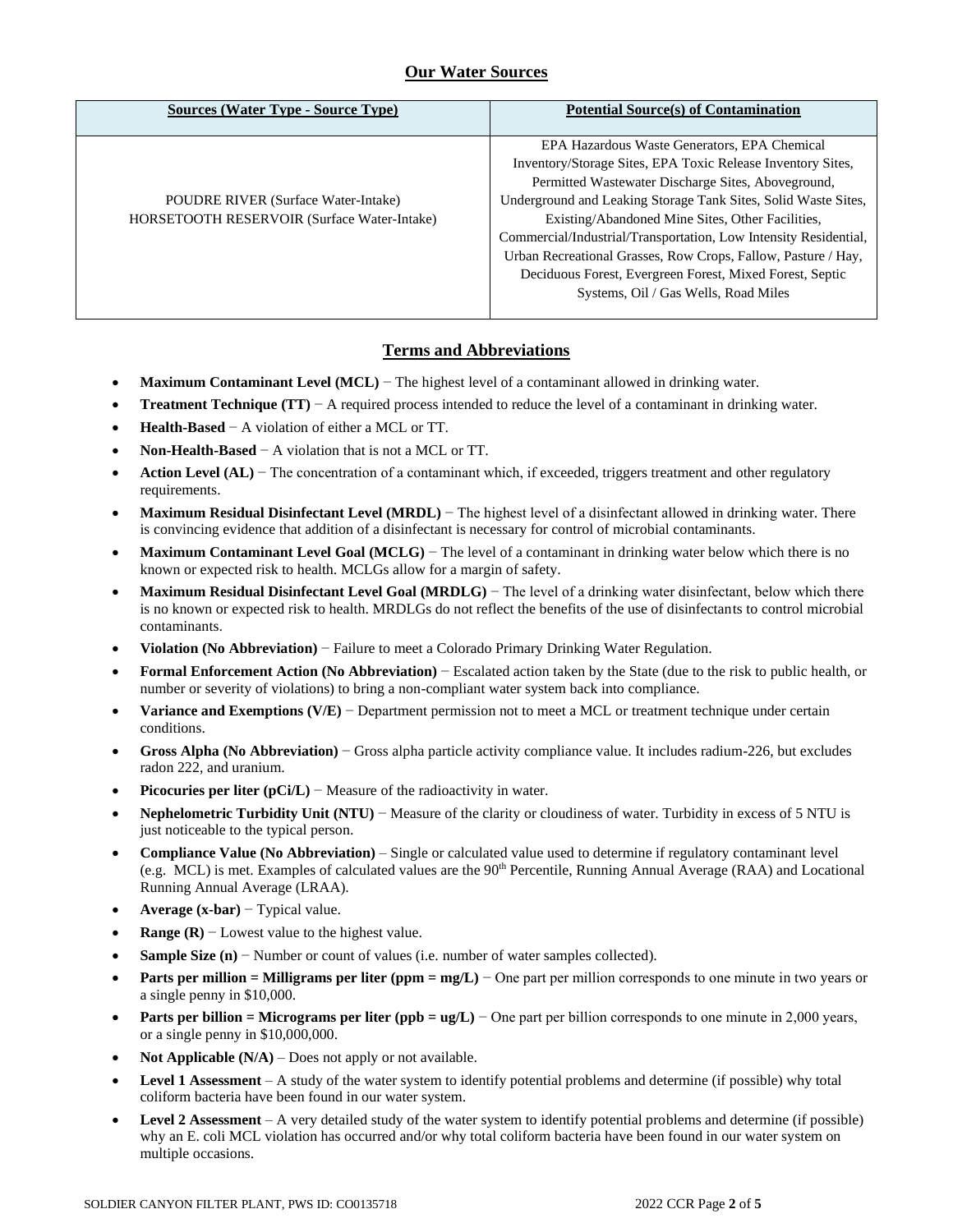## Our Water Sources

| Sources (Water Type - Source Type) | Potential Source(s) of Contamination |
|---|---|
| POUDRE RIVER (Surface Water-Intake)<br>HORSETOOTH RESERVOIR (Surface Water-Intake) | EPA Hazardous Waste Generators, EPA Chemical Inventory/Storage Sites, EPA Toxic Release Inventory Sites, Permitted Wastewater Discharge Sites, Aboveground, Underground and Leaking Storage Tank Sites, Solid Waste Sites, Existing/Abandoned Mine Sites, Other Facilities, Commercial/Industrial/Transportation, Low Intensity Residential, Urban Recreational Grasses, Row Crops, Fallow, Pasture / Hay, Deciduous Forest, Evergreen Forest, Mixed Forest, Septic Systems, Oil / Gas Wells, Road Miles |

## Terms and Abbreviations

- **Maximum Contaminant Level (MCL)** − The highest level of a contaminant allowed in drinking water.
- **Treatment Technique (TT)** − A required process intended to reduce the level of a contaminant in drinking water.
- **Health-Based** − A violation of either a MCL or TT.
- **Non-Health-Based** − A violation that is not a MCL or TT.
- **Action Level (AL)** − The concentration of a contaminant which, if exceeded, triggers treatment and other regulatory requirements.
- **Maximum Residual Disinfectant Level (MRDL)** − The highest level of a disinfectant allowed in drinking water. There is convincing evidence that addition of a disinfectant is necessary for control of microbial contaminants.
- **Maximum Contaminant Level Goal (MCLG)** − The level of a contaminant in drinking water below which there is no known or expected risk to health. MCLGs allow for a margin of safety.
- **Maximum Residual Disinfectant Level Goal (MRDLG)** − The level of a drinking water disinfectant, below which there is no known or expected risk to health. MRDLGs do not reflect the benefits of the use of disinfectants to control microbial contaminants.
- **Violation (No Abbreviation)** − Failure to meet a Colorado Primary Drinking Water Regulation.
- **Formal Enforcement Action (No Abbreviation)** − Escalated action taken by the State (due to the risk to public health, or number or severity of violations) to bring a non-compliant water system back into compliance.
- **Variance and Exemptions (V/E)** − Department permission not to meet a MCL or treatment technique under certain conditions.
- **Gross Alpha (No Abbreviation)** − Gross alpha particle activity compliance value. It includes radium-226, but excludes radon 222, and uranium.
- **Picocuries per liter (pCi/L)** − Measure of the radioactivity in water.
- **Nephelometric Turbidity Unit (NTU)** − Measure of the clarity or cloudiness of water. Turbidity in excess of 5 NTU is just noticeable to the typical person.
- **Compliance Value (No Abbreviation)** – Single or calculated value used to determine if regulatory contaminant level (e.g. MCL) is met. Examples of calculated values are the 90th Percentile, Running Annual Average (RAA) and Locational Running Annual Average (LRAA).
- **Average (x-bar)** − Typical value.
- **Range (R)** − Lowest value to the highest value.
- **Sample Size (n)** − Number or count of values (i.e. number of water samples collected).
- **Parts per million = Milligrams per liter (ppm = mg/L)** − One part per million corresponds to one minute in two years or a single penny in $10,000.
- **Parts per billion = Micrograms per liter (ppb = ug/L)** − One part per billion corresponds to one minute in 2,000 years, or a single penny in $10,000,000.
- **Not Applicable (N/A)** – Does not apply or not available.
- **Level 1 Assessment** – A study of the water system to identify potential problems and determine (if possible) why total coliform bacteria have been found in our water system.
- **Level 2 Assessment** – A very detailed study of the water system to identify potential problems and determine (if possible) why an E. coli MCL violation has occurred and/or why total coliform bacteria have been found in our water system on multiple occasions.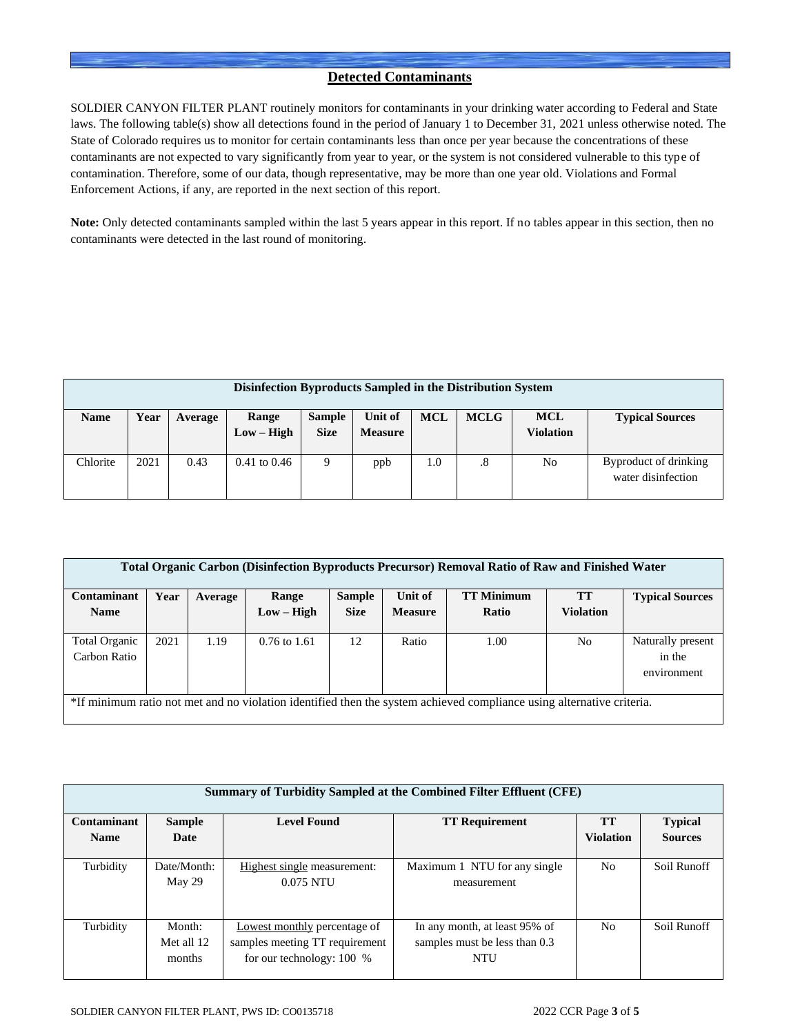## Detected Contaminants

SOLDIER CANYON FILTER PLANT routinely monitors for contaminants in your drinking water according to Federal and State laws. The following table(s) show all detections found in the period of January 1 to December 31, 2021 unless otherwise noted. The State of Colorado requires us to monitor for certain contaminants less than once per year because the concentrations of these contaminants are not expected to vary significantly from year to year, or the system is not considered vulnerable to this type of contamination. Therefore, some of our data, though representative, may be more than one year old. Violations and Formal Enforcement Actions, if any, are reported in the next section of this report.

**Note:** Only detected contaminants sampled within the last 5 years appear in this report. If no tables appear in this section, then no contaminants were detected in the last round of monitoring.

**Disinfection Byproducts Sampled in the Distribution System**

| Name | Year | Average | Range Low – High | Sample Size | Unit of Measure | MCL | MCLG | MCL Violation | Typical Sources |
|---|---|---|---|---|---|---|---|---|---|
| Chlorite | 2021 | 0.43 | 0.41 to 0.46 | 9 | ppb | 1.0 | .8 | No | Byproduct of drinking water disinfection |

**Total Organic Carbon (Disinfection Byproducts Precursor) Removal Ratio of Raw and Finished Water**

| Contaminant Name | Year | Average | Range Low – High | Sample Size | Unit of Measure | TT Minimum Ratio | TT Violation | Typical Sources |
|---|---|---|---|---|---|---|---|---|
| Total Organic Carbon Ratio | 2021 | 1.19 | 0.76 to 1.61 | 12 | Ratio | 1.00 | No | Naturally present in the environment |

*If minimum ratio not met and no violation identified then the system achieved compliance using alternative criteria.

**Summary of Turbidity Sampled at the Combined Filter Effluent (CFE)**

| Contaminant Name | Sample Date | Level Found | TT Requirement | TT Violation | Typical Sources |
|---|---|---|---|---|---|
| Turbidity | Date/Month: May 29 | Highest single measurement: 0.075 NTU | Maximum 1 NTU for any single measurement | No | Soil Runoff |
| Turbidity | Month: Met all 12 months | Lowest monthly percentage of samples meeting TT requirement for our technology: 100 % | In any month, at least 95% of samples must be less than 0.3 NTU | No | Soil Runoff |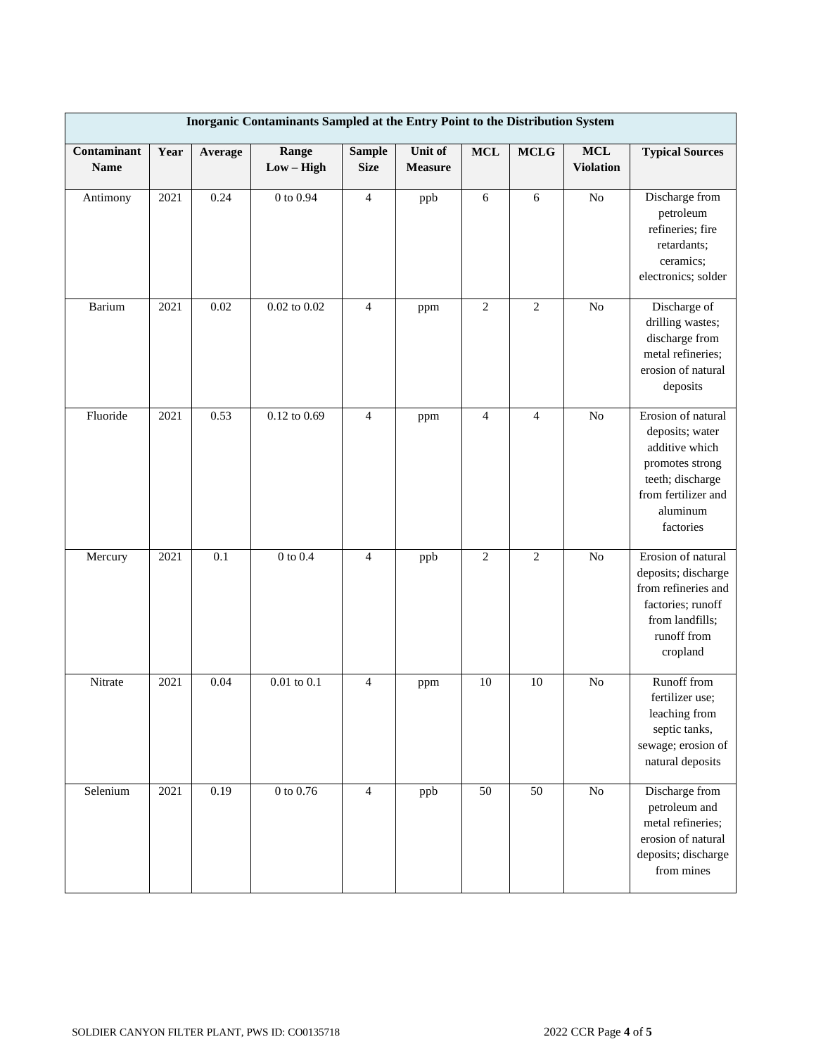| Inorganic Contaminants Sampled at the Entry Point to the Distribution System | | | | | | | | | |
|---|---|---|---|---|---|---|---|---|---|
| **Contaminant Name** | **Year** | **Average** | **Range Low – High** | **Sample Size** | **Unit of Measure** | **MCL** | **MCLG** | **MCL Violation** | **Typical Sources** |
| Antimony | 2021 | 0.24 | 0 to 0.94 | 4 | ppb | 6 | 6 | No | Discharge from petroleum refineries; fire retardants; ceramics; electronics; solder |
| Barium | 2021 | 0.02 | 0.02 to 0.02 | 4 | ppm | 2 | 2 | No | Discharge of drilling wastes; discharge from metal refineries; erosion of natural deposits |
| Fluoride | 2021 | 0.53 | 0.12 to 0.69 | 4 | ppm | 4 | 4 | No | Erosion of natural deposits; water additive which promotes strong teeth; discharge from fertilizer and aluminum factories |
| Mercury | 2021 | 0.1 | 0 to 0.4 | 4 | ppb | 2 | 2 | No | Erosion of natural deposits; discharge from refineries and factories; runoff from landfills; runoff from cropland |
| Nitrate | 2021 | 0.04 | 0.01 to 0.1 | 4 | ppm | 10 | 10 | No | Runoff from fertilizer use; leaching from septic tanks, sewage; erosion of natural deposits |
| Selenium | 2021 | 0.19 | 0 to 0.76 | 4 | ppb | 50 | 50 | No | Discharge from petroleum and metal refineries; erosion of natural deposits; discharge from mines |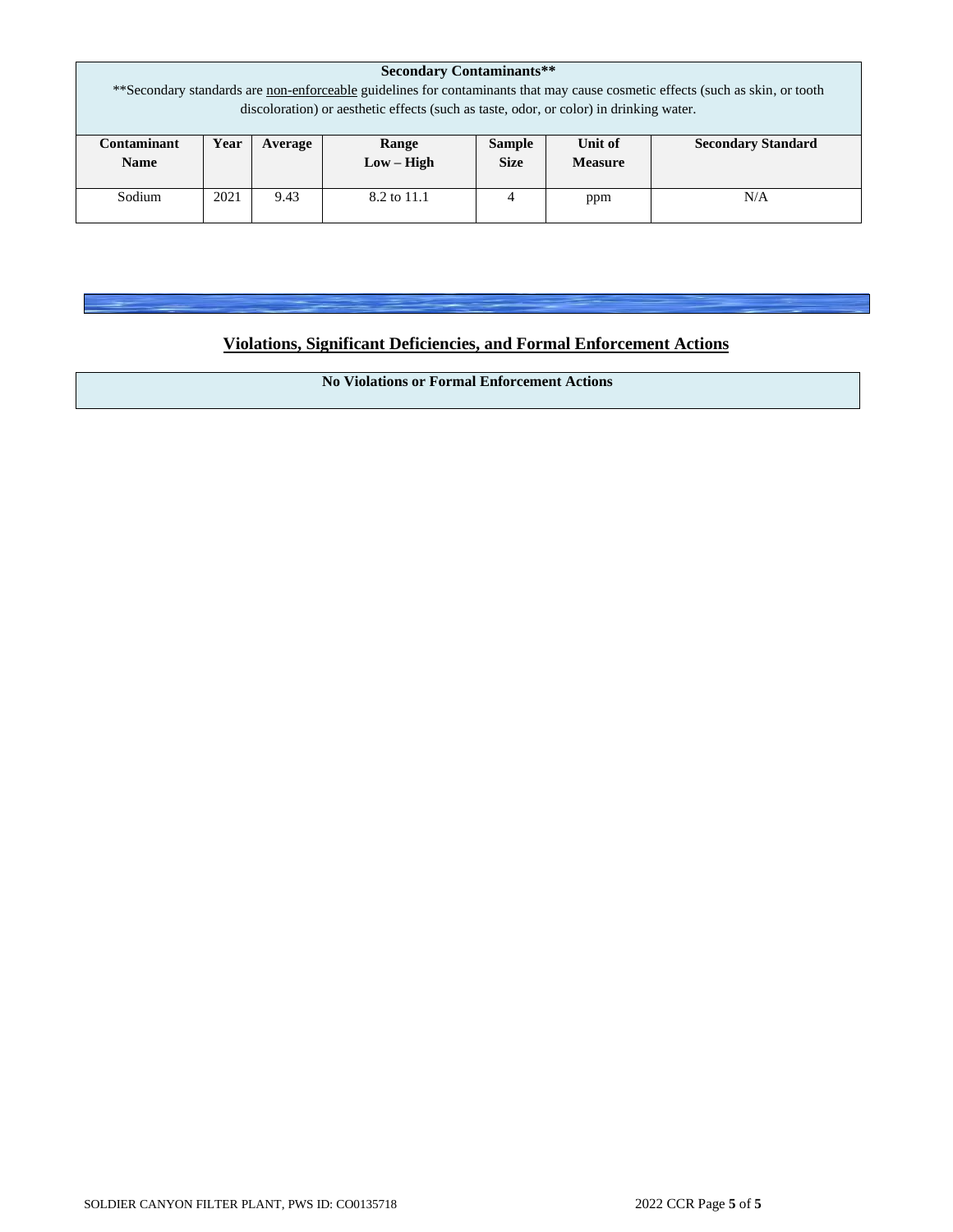**Secondary Contaminants****

**Secondary standards are non-enforceable guidelines for contaminants that may cause cosmetic effects (such as skin, or tooth discoloration) or aesthetic effects (such as taste, odor, or color) in drinking water.

| Contaminant Name | Year | Average | Range Low – High | Sample Size | Unit of Measure | Secondary Standard |
|---|---|---|---|---|---|---|
| Sodium | 2021 | 9.43 | 8.2 to 11.1 | 4 | ppm | N/A |

## Violations, Significant Deficiencies, and Formal Enforcement Actions

**No Violations or Formal Enforcement Actions**